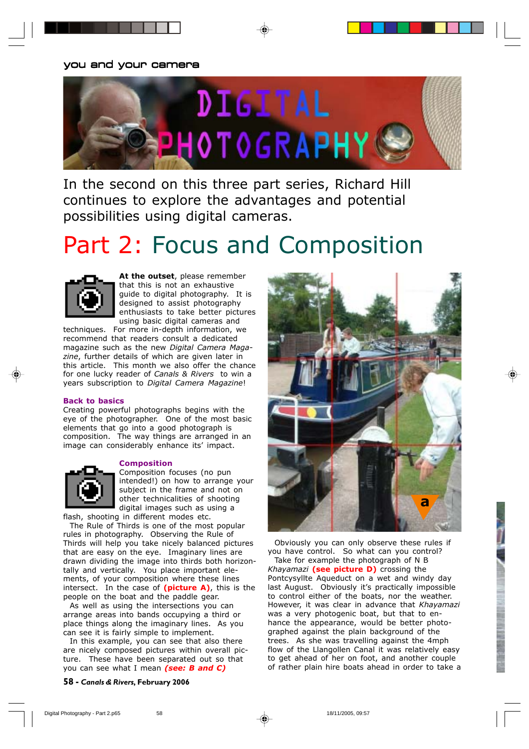you and your camera

# DIGITAL PHOTOGRAPHY

In the second on this three part series, Richard Hill continues to explore the advantages and potential possibilities using digital cameras.

# Part 2: Focus and Composition

**At the outset**, please remember that this is not an exhaustive guide to digital photography. It is designed to assist photography enthusiasts to take better pictures using basic digital cameras and techniques. For more in-depth information, we recommend that readers consult a dedicated magazine such as the new *Digital Camera Magazine*, further details of which are given later in this article. This month we also offer the chance for one lucky reader of *Canals & Rivers* to win a years subscription to *Digital Camera Magazine*!

## Back to basics

Creating powerful photographs begins with the eye of the photographer. One of the most basic elements that go into a good photograph is composition. The way things are arranged in an image can considerably enhance its' impact.

## Composition

Composition focuses (no pun intended!) on how to arrange your subject in the frame and not on other technicalities of shooting digital images such as using a flash, shooting in different modes etc.

The Rule of Thirds is one of the most popular rules in photography. Observing the Rule of Thirds will help you take nicely balanced pictures that are easy on the eye. Imaginary lines are drawn dividing the image into thirds both horizontally and vertically. You place important elements, of your composition where these lines intersect. In the case of **(picture A)**, this is the people on the boat and the paddle gear.

As well as using the intersections you can arrange areas into bands occupying a third or place things along the imaginary lines. As you can see it is fairly simple to implement.

In this example, you can see that also there are nicely composed pictures within overall picture. These have been separated out so that you can see what I mean ***(see: B and C)***

a

Obviously you can only observe these rules if you have control. So what can you control?

Take for example the photograph of N B *Khayamazi* **(see picture D)** crossing the Pontcysyllte Aqueduct on a wet and windy day last August. Obviously it's practically impossible to control either of the boats, nor the weather. However, it was clear in advance that *Khayamazi* was a very photogenic boat, but that to enhance the appearance, would be better photographed against the plain background of the trees. As she was travelling against the 4mph flow of the Llangollen Canal it was relatively easy to get ahead of her on foot, and another couple of rather plain hire boats ahead in order to take a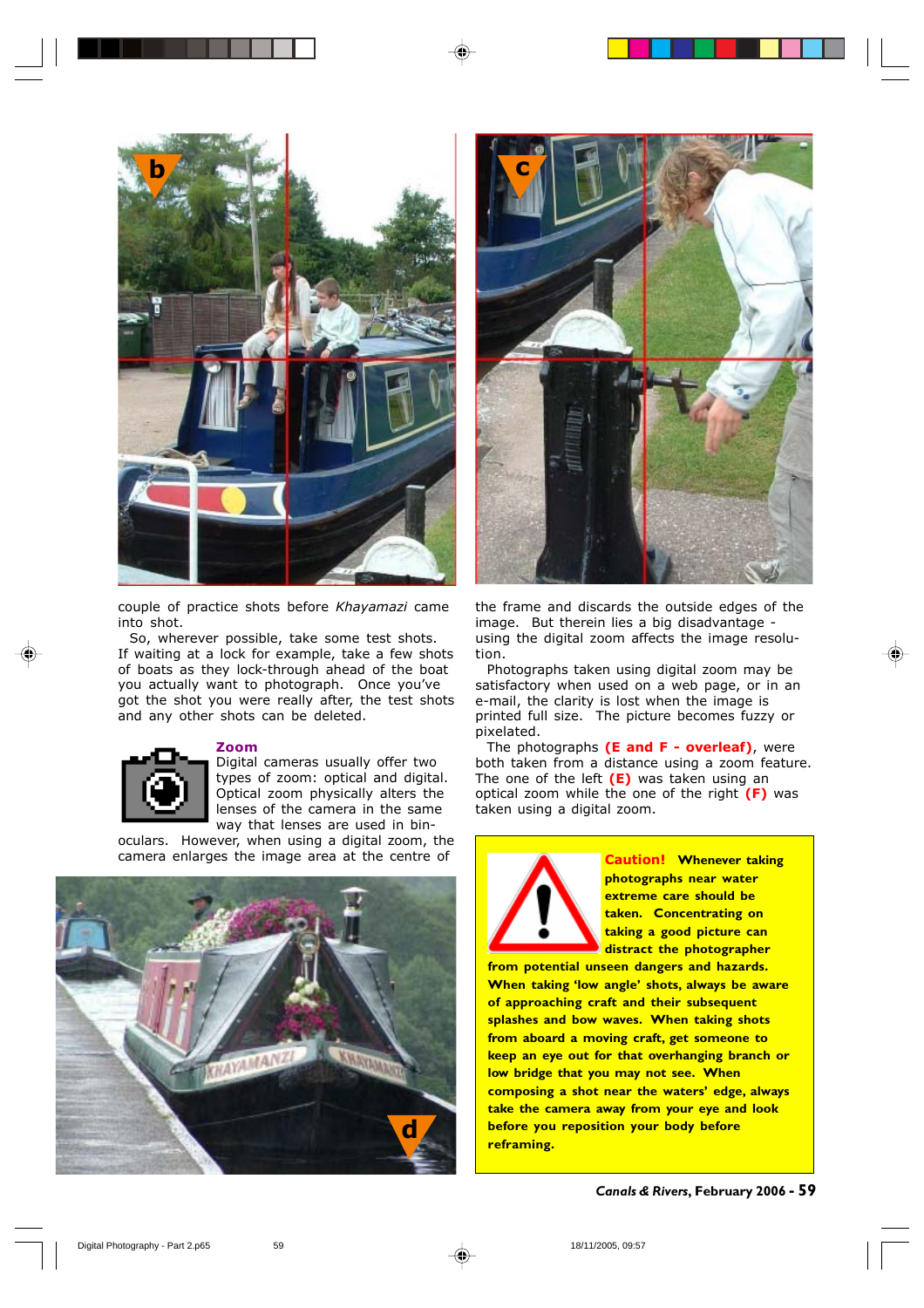couple of practice shots before *Khayamazi* came into shot.

So, wherever possible, take some test shots. If waiting at a lock for example, take a few shots of boats as they lock-through ahead of the boat you actually want to photograph. Once you've got the shot you were really after, the test shots and any other shots can be deleted.

### Zoom

Digital cameras usually offer two types of zoom: optical and digital. Optical zoom physically alters the lenses of the camera in the same way that lenses are used in binoculars. However, when using a digital zoom, the camera enlarges the image area at the centre of the frame and discards the outside edges of the image. But therein lies a big disadvantage - using the digital zoom affects the image resolution.

Photographs taken using digital zoom may be satisfactory when used on a web page, or in an e-mail, the clarity is lost when the image is printed full size. The picture becomes fuzzy or pixelated.

The photographs **(E and F - overleaf)**, were both taken from a distance using a zoom feature. The one of the left **(E)** was taken using an optical zoom while the one of the right **(F)** was taken using a digital zoom.

**Caution! Whenever taking photographs near water extreme care should be taken. Concentrating on taking a good picture can distract the photographer from potential unseen dangers and hazards. When taking 'low angle' shots, always be aware of approaching craft and their subsequent splashes and bow waves. When taking shots from aboard a moving craft, get someone to keep an eye out for that overhanging branch or low bridge that you may not see. When composing a shot near the waters' edge, always take the camera away from your eye and look before you reposition your body before reframing.**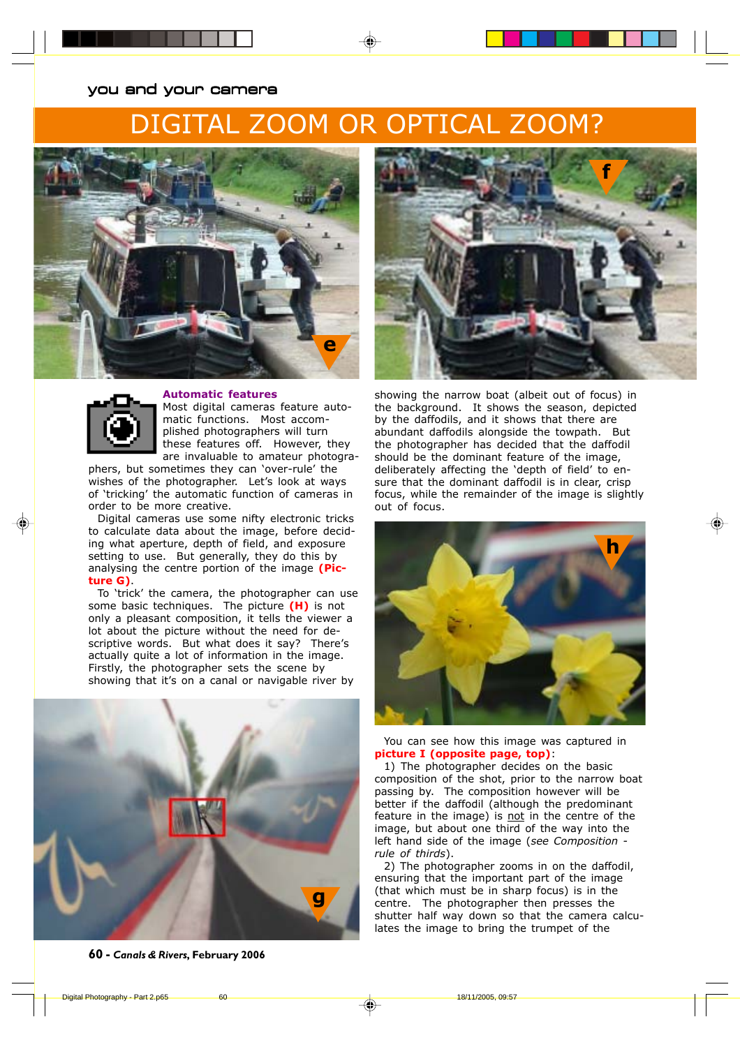you and your camera

# DIGITAL ZOOM OR OPTICAL ZOOM?

### Automatic features

Most digital cameras feature automatic functions. Most accomplished photographers will turn these features off. However, they are invaluable to amateur photographers, but sometimes they can 'over-rule' the wishes of the photographer. Let's look at ways of 'tricking' the automatic function of cameras in order to be more creative.

Digital cameras use some nifty electronic tricks to calculate data about the image, before deciding what aperture, depth of field, and exposure setting to use. But generally, they do this by analysing the centre portion of the image **(Picture G)**.

To 'trick' the camera, the photographer can use some basic techniques. The picture **(H)** is not only a pleasant composition, it tells the viewer a lot about the picture without the need for descriptive words. But what does it say? There's actually quite a lot of information in the image. Firstly, the photographer sets the scene by showing that it's on a canal or navigable river by showing the narrow boat (albeit out of focus) in the background. It shows the season, depicted by the daffodils, and it shows that there are abundant daffodils alongside the towpath. But the photographer has decided that the daffodil should be the dominant feature of the image, deliberately affecting the 'depth of field' to ensure that the dominant daffodil is in clear, crisp focus, while the remainder of the image is slightly out of focus.

You can see how this image was captured in **picture I (opposite page, top)**:

1) The photographer decides on the basic composition of the shot, prior to the narrow boat passing by. The composition however will be better if the daffodil (although the predominant feature in the image) is not in the centre of the image, but about one third of the way into the left hand side of the image (*see Composition - rule of thirds*).

2) The photographer zooms in on the daffodil, ensuring that the important part of the image (that which must be in sharp focus) is in the centre. The photographer then presses the shutter half way down so that the camera calculates the image to bring the trumpet of the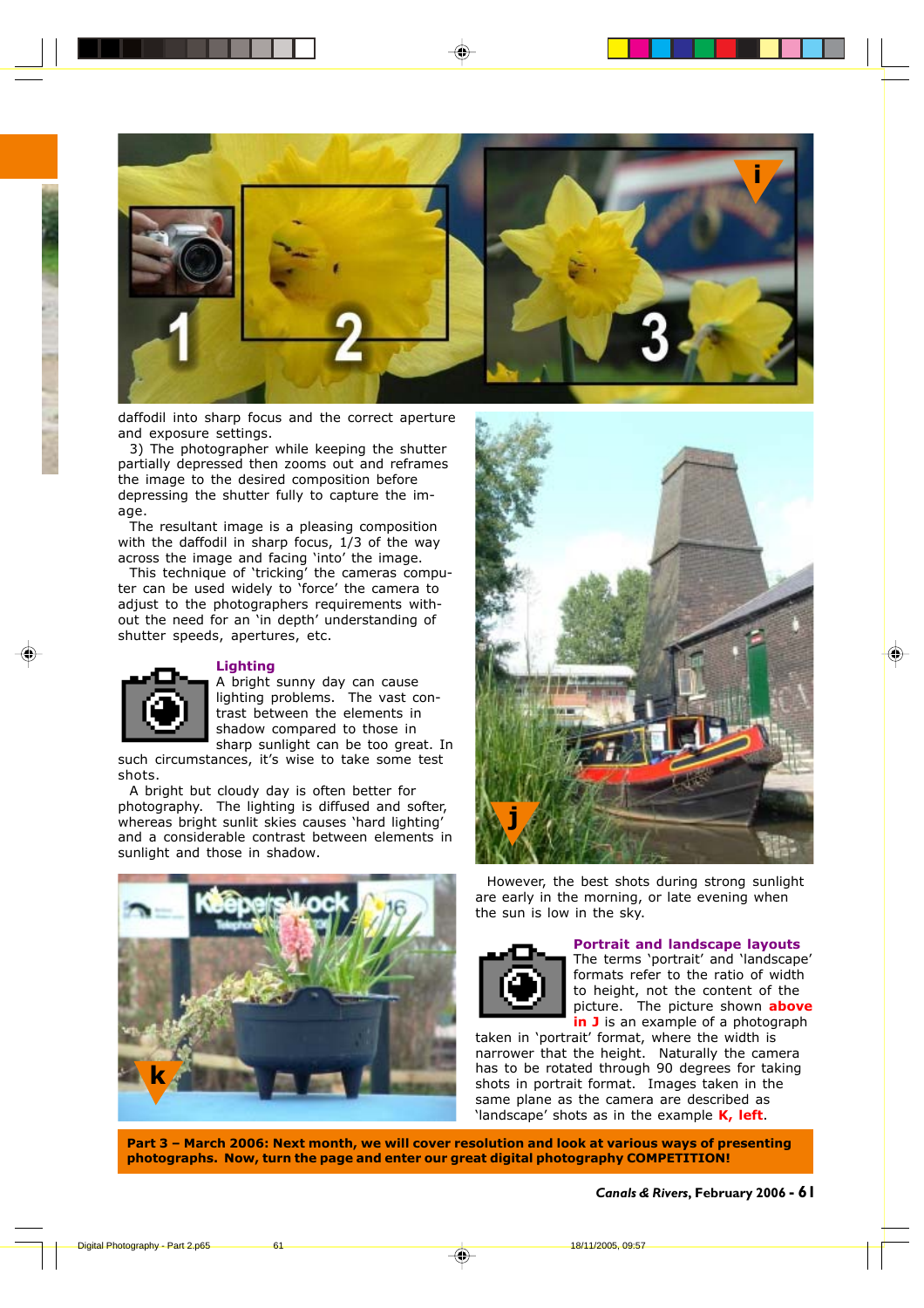daffodil into sharp focus and the correct aperture and exposure settings.

3) The photographer while keeping the shutter partially depressed then zooms out and reframes the image to the desired composition before depressing the shutter fully to capture the image.

The resultant image is a pleasing composition with the daffodil in sharp focus, 1/3 of the way across the image and facing 'into' the image.

This technique of 'tricking' the cameras computer can be used widely to 'force' the camera to adjust to the photographers requirements without the need for an 'in depth' understanding of shutter speeds, apertures, etc.

### Lighting

A bright sunny day can cause lighting problems. The vast contrast between the elements in shadow compared to those in sharp sunlight can be too great. In such circumstances, it's wise to take some test shots.

A bright but cloudy day is often better for photography. The lighting is diffused and softer, whereas bright sunlit skies causes 'hard lighting' and a considerable contrast between elements in sunlight and those in shadow.

However, the best shots during strong sunlight are early in the morning, or late evening when the sun is low in the sky.

### Portrait and landscape layouts

The terms 'portrait' and 'landscape' formats refer to the ratio of width to height, not the content of the picture. The picture shown **above in J** is an example of a photograph taken in 'portrait' format, where the width is narrower that the height. Naturally the camera has to be rotated through 90 degrees for taking shots in portrait format. Images taken in the same plane as the camera are described as 'landscape' shots as in the example **K, left**.

**Part 3 – March 2006: Next month, we will cover resolution and look at various ways of presenting photographs. Now, turn the page and enter our great digital photography COMPETITION!**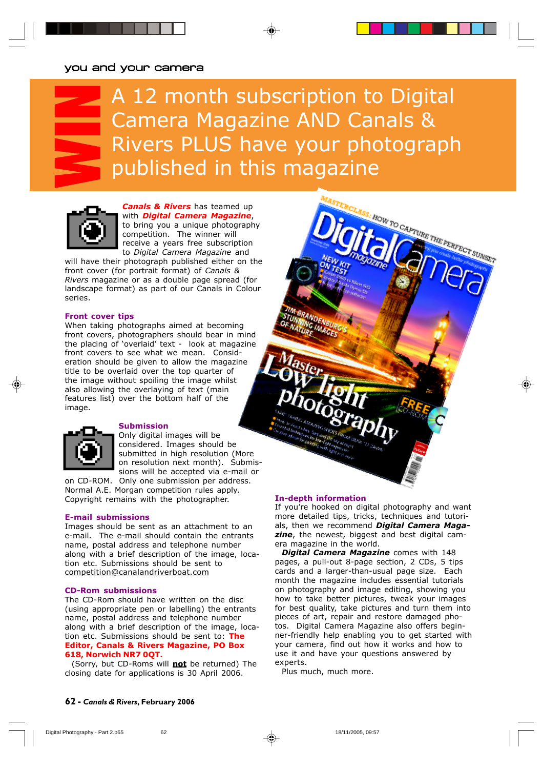you and your camera

# WIN A 12 month subscription to Digital Camera Magazine AND Canals & Rivers PLUS have your photograph published in this magazine

***Canals & Rivers*** has teamed up with ***Digital Camera Magazine***, to bring you a unique photography competition. The winner will receive a years free subscription to *Digital Camera Magazine* and will have their photograph published either on the front cover (for portrait format) of *Canals & Rivers* magazine or as a double page spread (for landscape format) as part of our Canals in Colour series.

## Front cover tips

When taking photographs aimed at becoming front covers, photographers should bear in mind the placing of 'overlaid' text - look at magazine front covers to see what we mean. Consideration should be given to allow the magazine title to be overlaid over the top quarter of the image without spoiling the image whilst also allowing the overlaying of text (main features list) over the bottom half of the image.

## Submission

Only digital images will be considered. Images should be submitted in high resolution (More on resolution next month). Submissions will be accepted via e-mail or on CD-ROM. Only one submission per address. Normal A.E. Morgan competition rules apply. Copyright remains with the photographer.

## E-mail submissions

Images should be sent as an attachment to an e-mail. The e-mail should contain the entrants name, postal address and telephone number along with a brief description of the image, location etc. Submissions should be sent to competition@canalandriverboat.com

## CD-Rom submissions

The CD-Rom should have written on the disc (using appropriate pen or labelling) the entrants name, postal address and telephone number along with a brief description of the image, location etc. Submissions should be sent to: **The Editor, Canals & Rivers Magazine, PO Box 618, Norwich NR7 0QT.**

(Sorry, but CD-Roms will **not** be returned) The closing date for applications is 30 April 2006.

## In-depth information

If you're hooked on digital photography and want more detailed tips, tricks, techniques and tutorials, then we recommend ***Digital Camera Magazine***, the newest, biggest and best digital camera magazine in the world.

***Digital Camera Magazine*** comes with 148 pages, a pull-out 8-page section, 2 CDs, 5 tips cards and a larger-than-usual page size. Each month the magazine includes essential tutorials on photography and image editing, showing you how to take better pictures, tweak your images for best quality, take pictures and turn them into pieces of art, repair and restore damaged photos. Digital Camera Magazine also offers beginner-friendly help enabling you to get started with your camera, find out how it works and how to use it and have your questions answered by experts.

Plus much, much more.